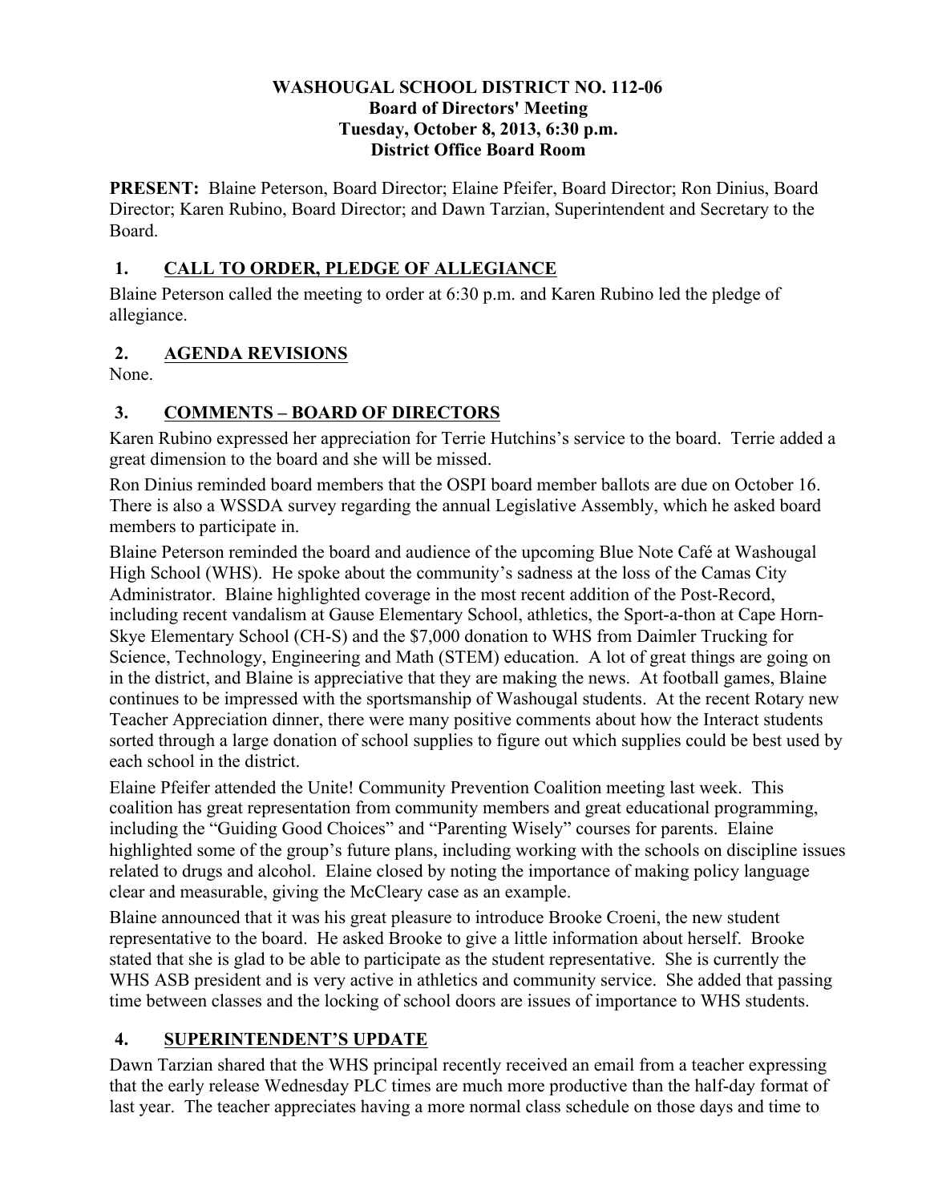**WASHOUGAL SCHOOL DISTRICT NO. 112-06**
**Board of Directors' Meeting**
**Tuesday, October 8, 2013, 6:30 p.m.**
**District Office Board Room**

**PRESENT:** Blaine Peterson, Board Director; Elaine Pfeifer, Board Director; Ron Dinius, Board Director; Karen Rubino, Board Director; and Dawn Tarzian, Superintendent and Secretary to the Board.

## 1. CALL TO ORDER, PLEDGE OF ALLEGIANCE

Blaine Peterson called the meeting to order at 6:30 p.m. and Karen Rubino led the pledge of allegiance.

## 2. AGENDA REVISIONS

None.

## 3. COMMENTS – BOARD OF DIRECTORS

Karen Rubino expressed her appreciation for Terrie Hutchins's service to the board. Terrie added a great dimension to the board and she will be missed.

Ron Dinius reminded board members that the OSPI board member ballots are due on October 16. There is also a WSSDA survey regarding the annual Legislative Assembly, which he asked board members to participate in.

Blaine Peterson reminded the board and audience of the upcoming Blue Note Café at Washougal High School (WHS). He spoke about the community's sadness at the loss of the Camas City Administrator. Blaine highlighted coverage in the most recent addition of the Post-Record, including recent vandalism at Gause Elementary School, athletics, the Sport-a-thon at Cape Horn-Skye Elementary School (CH-S) and the $7,000 donation to WHS from Daimler Trucking for Science, Technology, Engineering and Math (STEM) education. A lot of great things are going on in the district, and Blaine is appreciative that they are making the news. At football games, Blaine continues to be impressed with the sportsmanship of Washougal students. At the recent Rotary new Teacher Appreciation dinner, there were many positive comments about how the Interact students sorted through a large donation of school supplies to figure out which supplies could be best used by each school in the district.

Elaine Pfeifer attended the Unite! Community Prevention Coalition meeting last week. This coalition has great representation from community members and great educational programming, including the "Guiding Good Choices" and "Parenting Wisely" courses for parents. Elaine highlighted some of the group's future plans, including working with the schools on discipline issues related to drugs and alcohol. Elaine closed by noting the importance of making policy language clear and measurable, giving the McCleary case as an example.

Blaine announced that it was his great pleasure to introduce Brooke Croeni, the new student representative to the board. He asked Brooke to give a little information about herself. Brooke stated that she is glad to be able to participate as the student representative. She is currently the WHS ASB president and is very active in athletics and community service. She added that passing time between classes and the locking of school doors are issues of importance to WHS students.

## 4. SUPERINTENDENT'S UPDATE

Dawn Tarzian shared that the WHS principal recently received an email from a teacher expressing that the early release Wednesday PLC times are much more productive than the half-day format of last year. The teacher appreciates having a more normal class schedule on those days and time to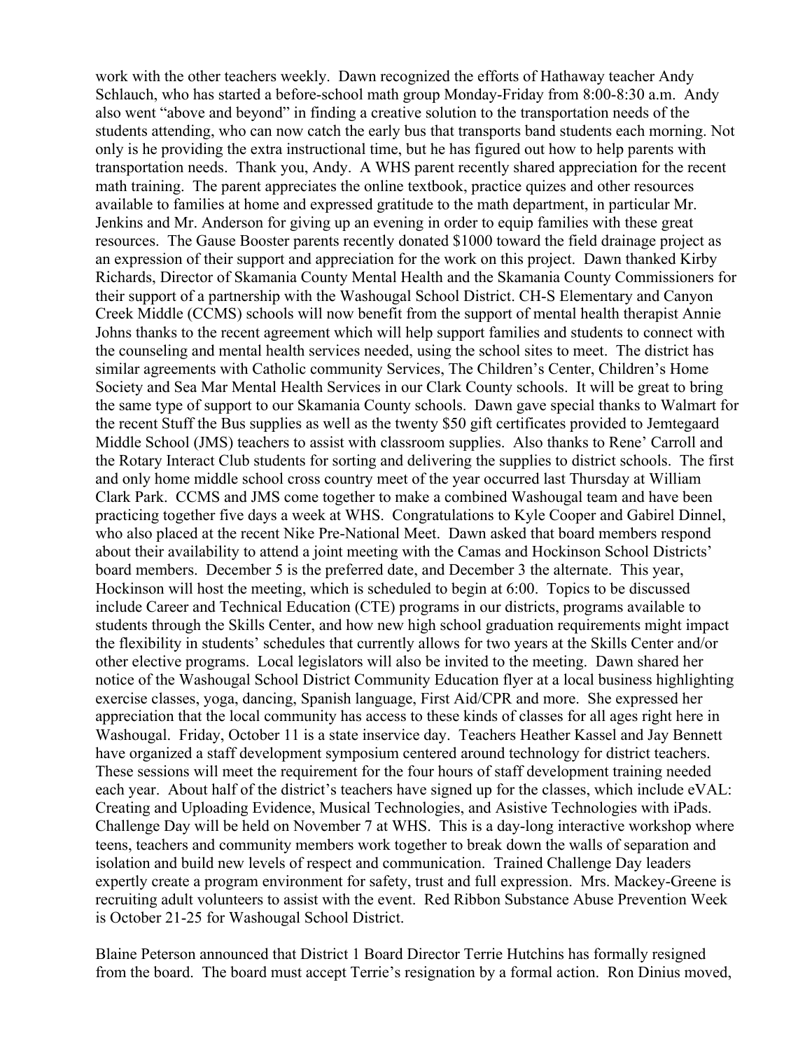work with the other teachers weekly. Dawn recognized the efforts of Hathaway teacher Andy Schlauch, who has started a before-school math group Monday-Friday from 8:00-8:30 a.m. Andy also went "above and beyond" in finding a creative solution to the transportation needs of the students attending, who can now catch the early bus that transports band students each morning. Not only is he providing the extra instructional time, but he has figured out how to help parents with transportation needs. Thank you, Andy. A WHS parent recently shared appreciation for the recent math training. The parent appreciates the online textbook, practice quizes and other resources available to families at home and expressed gratitude to the math department, in particular Mr. Jenkins and Mr. Anderson for giving up an evening in order to equip families with these great resources. The Gause Booster parents recently donated $1000 toward the field drainage project as an expression of their support and appreciation for the work on this project. Dawn thanked Kirby Richards, Director of Skamania County Mental Health and the Skamania County Commissioners for their support of a partnership with the Washougal School District. CH-S Elementary and Canyon Creek Middle (CCMS) schools will now benefit from the support of mental health therapist Annie Johns thanks to the recent agreement which will help support families and students to connect with the counseling and mental health services needed, using the school sites to meet. The district has similar agreements with Catholic community Services, The Children's Center, Children's Home Society and Sea Mar Mental Health Services in our Clark County schools. It will be great to bring the same type of support to our Skamania County schools. Dawn gave special thanks to Walmart for the recent Stuff the Bus supplies as well as the twenty $50 gift certificates provided to Jemtegaard Middle School (JMS) teachers to assist with classroom supplies. Also thanks to Rene' Carroll and the Rotary Interact Club students for sorting and delivering the supplies to district schools. The first and only home middle school cross country meet of the year occurred last Thursday at William Clark Park. CCMS and JMS come together to make a combined Washougal team and have been practicing together five days a week at WHS. Congratulations to Kyle Cooper and Gabirel Dinnel, who also placed at the recent Nike Pre-National Meet. Dawn asked that board members respond about their availability to attend a joint meeting with the Camas and Hockinson School Districts' board members. December 5 is the preferred date, and December 3 the alternate. This year, Hockinson will host the meeting, which is scheduled to begin at 6:00. Topics to be discussed include Career and Technical Education (CTE) programs in our districts, programs available to students through the Skills Center, and how new high school graduation requirements might impact the flexibility in students' schedules that currently allows for two years at the Skills Center and/or other elective programs. Local legislators will also be invited to the meeting. Dawn shared her notice of the Washougal School District Community Education flyer at a local business highlighting exercise classes, yoga, dancing, Spanish language, First Aid/CPR and more. She expressed her appreciation that the local community has access to these kinds of classes for all ages right here in Washougal. Friday, October 11 is a state inservice day. Teachers Heather Kassel and Jay Bennett have organized a staff development symposium centered around technology for district teachers. These sessions will meet the requirement for the four hours of staff development training needed each year. About half of the district's teachers have signed up for the classes, which include eVAL: Creating and Uploading Evidence, Musical Technologies, and Asistive Technologies with iPads. Challenge Day will be held on November 7 at WHS. This is a day-long interactive workshop where teens, teachers and community members work together to break down the walls of separation and isolation and build new levels of respect and communication. Trained Challenge Day leaders expertly create a program environment for safety, trust and full expression. Mrs. Mackey-Greene is recruiting adult volunteers to assist with the event. Red Ribbon Substance Abuse Prevention Week is October 21-25 for Washougal School District.

Blaine Peterson announced that District 1 Board Director Terrie Hutchins has formally resigned from the board. The board must accept Terrie's resignation by a formal action. Ron Dinius moved,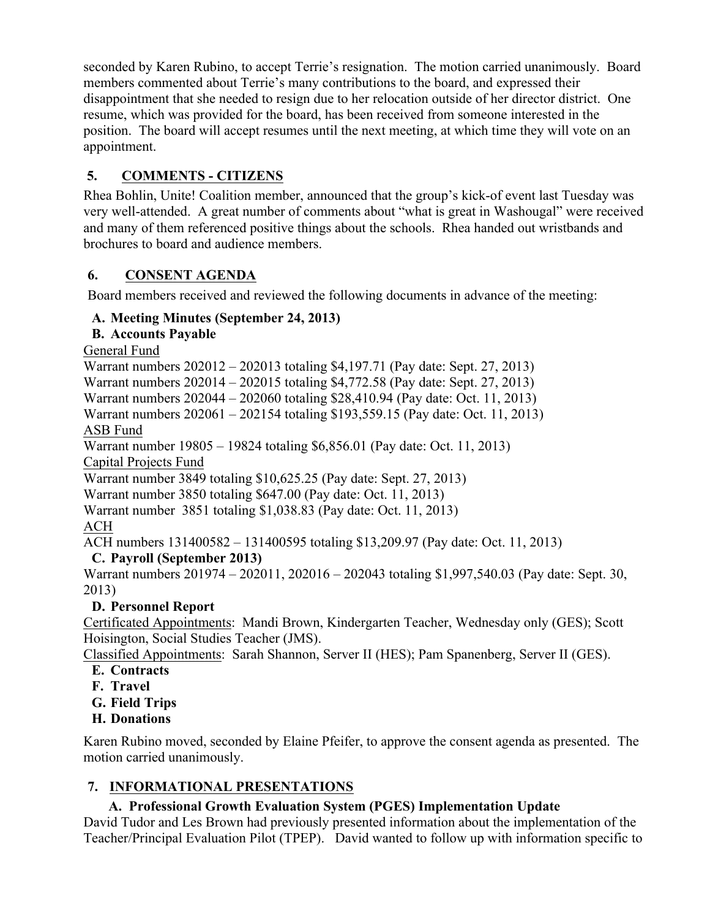seconded by Karen Rubino, to accept Terrie's resignation. The motion carried unanimously. Board members commented about Terrie's many contributions to the board, and expressed their disappointment that she needed to resign due to her relocation outside of her director district. One resume, which was provided for the board, has been received from someone interested in the position. The board will accept resumes until the next meeting, at which time they will vote on an appointment.

## 5. COMMENTS - CITIZENS

Rhea Bohlin, Unite! Coalition member, announced that the group's kick-of event last Tuesday was very well-attended. A great number of comments about "what is great in Washougal" were received and many of them referenced positive things about the schools. Rhea handed out wristbands and brochures to board and audience members.

## 6. CONSENT AGENDA

Board members received and reviewed the following documents in advance of the meeting:

**A. Meeting Minutes (September 24, 2013)**

**B. Accounts Payable**

General Fund

Warrant numbers 202012 – 202013 totaling $4,197.71 (Pay date: Sept. 27, 2013)
Warrant numbers 202014 – 202015 totaling $4,772.58 (Pay date: Sept. 27, 2013)
Warrant numbers 202044 – 202060 totaling $28,410.94 (Pay date: Oct. 11, 2013)
Warrant numbers 202061 – 202154 totaling $193,559.15 (Pay date: Oct. 11, 2013)

ASB Fund

Warrant number 19805 – 19824 totaling $6,856.01 (Pay date: Oct. 11, 2013)

Capital Projects Fund

Warrant number 3849 totaling $10,625.25 (Pay date: Sept. 27, 2013)
Warrant number 3850 totaling $647.00 (Pay date: Oct. 11, 2013)
Warrant number 3851 totaling $1,038.83 (Pay date: Oct. 11, 2013)

ACH

ACH numbers 131400582 – 131400595 totaling $13,209.97 (Pay date: Oct. 11, 2013)

**C. Payroll (September 2013)**

Warrant numbers 201974 – 202011, 202016 – 202043 totaling $1,997,540.03 (Pay date: Sept. 30, 2013)

**D. Personnel Report**

Certificated Appointments: Mandi Brown, Kindergarten Teacher, Wednesday only (GES); Scott Hoisington, Social Studies Teacher (JMS).

Classified Appointments: Sarah Shannon, Server II (HES); Pam Spanenberg, Server II (GES).

**E. Contracts**

**F. Travel**

**G. Field Trips**

**H. Donations**

Karen Rubino moved, seconded by Elaine Pfeifer, to approve the consent agenda as presented. The motion carried unanimously.

## 7. INFORMATIONAL PRESENTATIONS

### A. Professional Growth Evaluation System (PGES) Implementation Update

David Tudor and Les Brown had previously presented information about the implementation of the Teacher/Principal Evaluation Pilot (TPEP). David wanted to follow up with information specific to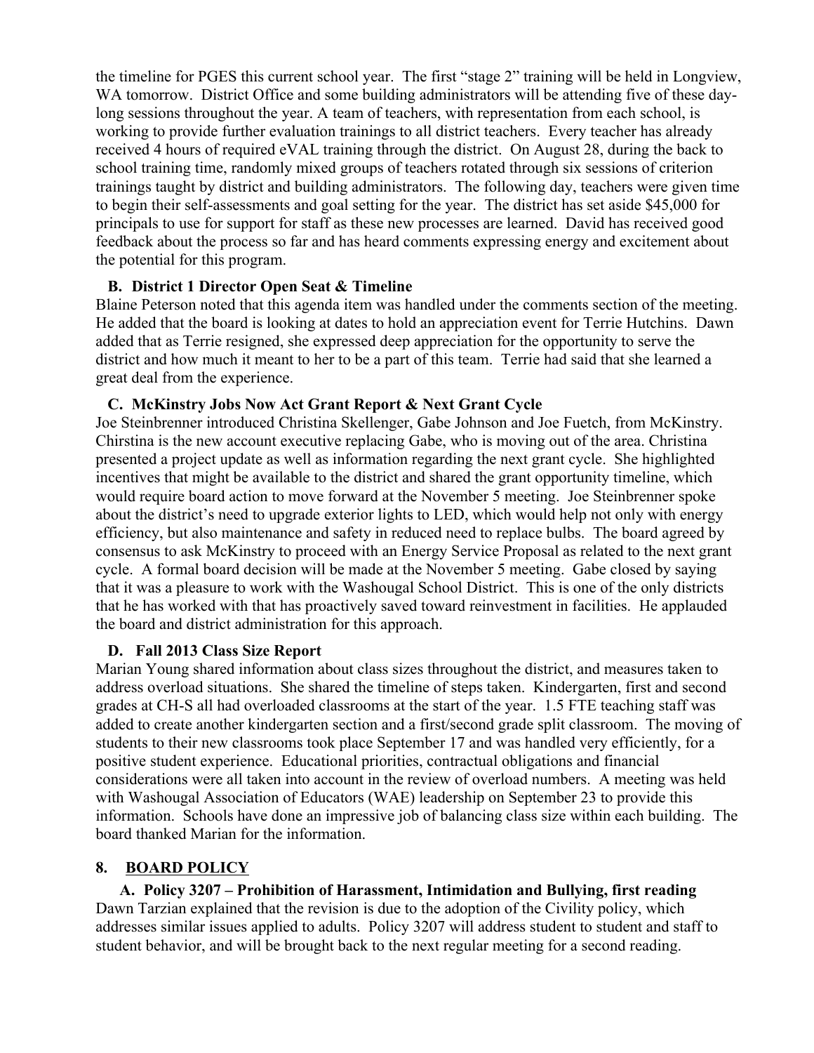the timeline for PGES this current school year. The first "stage 2" training will be held in Longview, WA tomorrow. District Office and some building administrators will be attending five of these day-long sessions throughout the year. A team of teachers, with representation from each school, is working to provide further evaluation trainings to all district teachers. Every teacher has already received 4 hours of required eVAL training through the district. On August 28, during the back to school training time, randomly mixed groups of teachers rotated through six sessions of criterion trainings taught by district and building administrators. The following day, teachers were given time to begin their self-assessments and goal setting for the year. The district has set aside $45,000 for principals to use for support for staff as these new processes are learned. David has received good feedback about the process so far and has heard comments expressing energy and excitement about the potential for this program.

**B. District 1 Director Open Seat & Timeline**

Blaine Peterson noted that this agenda item was handled under the comments section of the meeting. He added that the board is looking at dates to hold an appreciation event for Terrie Hutchins. Dawn added that as Terrie resigned, she expressed deep appreciation for the opportunity to serve the district and how much it meant to her to be a part of this team. Terrie had said that she learned a great deal from the experience.

**C. McKinstry Jobs Now Act Grant Report & Next Grant Cycle**

Joe Steinbrenner introduced Christina Skellenger, Gabe Johnson and Joe Fuetch, from McKinstry. Chirstina is the new account executive replacing Gabe, who is moving out of the area. Christina presented a project update as well as information regarding the next grant cycle. She highlighted incentives that might be available to the district and shared the grant opportunity timeline, which would require board action to move forward at the November 5 meeting. Joe Steinbrenner spoke about the district's need to upgrade exterior lights to LED, which would help not only with energy efficiency, but also maintenance and safety in reduced need to replace bulbs. The board agreed by consensus to ask McKinstry to proceed with an Energy Service Proposal as related to the next grant cycle. A formal board decision will be made at the November 5 meeting. Gabe closed by saying that it was a pleasure to work with the Washougal School District. This is one of the only districts that he has worked with that has proactively saved toward reinvestment in facilities. He applauded the board and district administration for this approach.

**D. Fall 2013 Class Size Report**

Marian Young shared information about class sizes throughout the district, and measures taken to address overload situations. She shared the timeline of steps taken. Kindergarten, first and second grades at CH-S all had overloaded classrooms at the start of the year. 1.5 FTE teaching staff was added to create another kindergarten section and a first/second grade split classroom. The moving of students to their new classrooms took place September 17 and was handled very efficiently, for a positive student experience. Educational priorities, contractual obligations and financial considerations were all taken into account in the review of overload numbers. A meeting was held with Washougal Association of Educators (WAE) leadership on September 23 to provide this information. Schools have done an impressive job of balancing class size within each building. The board thanked Marian for the information.

## 8. BOARD POLICY

**A. Policy 3207 – Prohibition of Harassment, Intimidation and Bullying, first reading**

Dawn Tarzian explained that the revision is due to the adoption of the Civility policy, which addresses similar issues applied to adults. Policy 3207 will address student to student and staff to student behavior, and will be brought back to the next regular meeting for a second reading.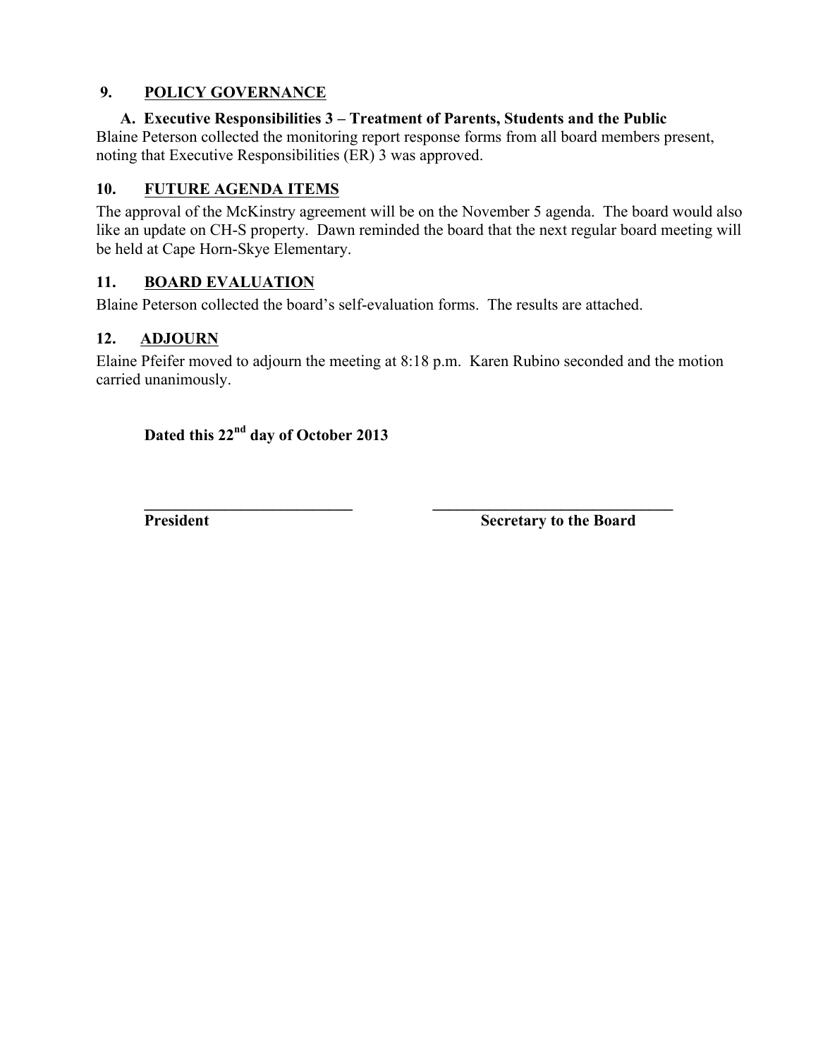## 9. POLICY GOVERNANCE

### A. Executive Responsibilities 3 – Treatment of Parents, Students and the Public

Blaine Peterson collected the monitoring report response forms from all board members present, noting that Executive Responsibilities (ER) 3 was approved.

## 10. FUTURE AGENDA ITEMS

The approval of the McKinstry agreement will be on the November 5 agenda. The board would also like an update on CH-S property. Dawn reminded the board that the next regular board meeting will be held at Cape Horn-Skye Elementary.

## 11. BOARD EVALUATION

Blaine Peterson collected the board's self-evaluation forms. The results are attached.

## 12. ADJOURN

Elaine Pfeifer moved to adjourn the meeting at 8:18 p.m. Karen Rubino seconded and the motion carried unanimously.

**Dated this 22nd day of October 2013**

| ___________________________ | ________________________________ |
|---|---|
| **President** | **Secretary to the Board** |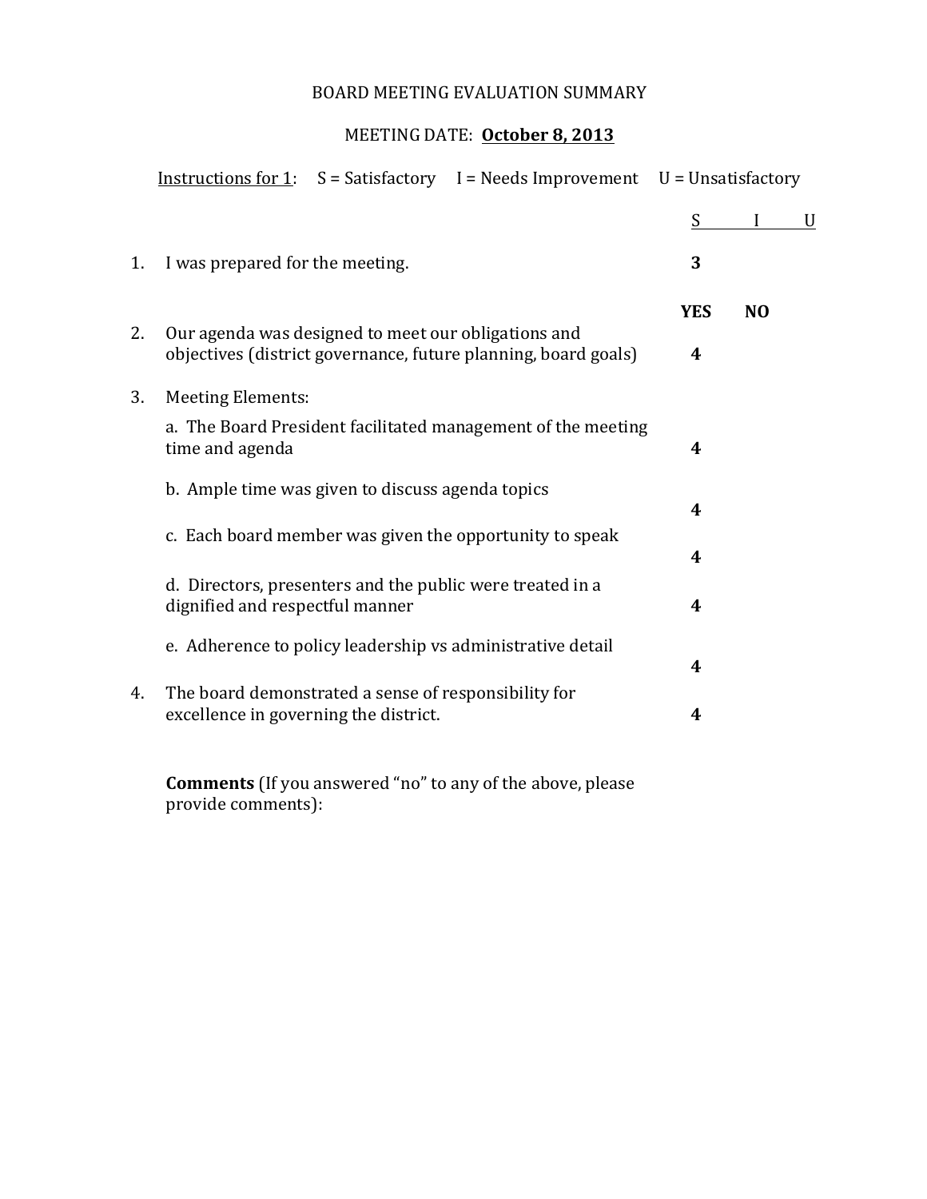BOARD MEETING EVALUATION SUMMARY

MEETING DATE: **October 8, 2013**

Instructions for 1: S = Satisfactory I = Needs Improvement U = Unsatisfactory

| | | S | I | U |
|---|---|---|---|---|
| 1. | I was prepared for the meeting. | **3** | | |

| | | YES | NO |
|---|---|---|---|
| 2. | Our agenda was designed to meet our obligations and objectives (district governance, future planning, board goals) | **4** | |
| 3. | Meeting Elements: | | |
| | a. The Board President facilitated management of the meeting time and agenda | **4** | |
| | b. Ample time was given to discuss agenda topics | **4** | |
| | c. Each board member was given the opportunity to speak | **4** | |
| | d. Directors, presenters and the public were treated in a dignified and respectful manner | **4** | |
| | e. Adherence to policy leadership vs administrative detail | **4** | |
| 4. | The board demonstrated a sense of responsibility for excellence in governing the district. | **4** | |

**Comments** (If you answered "no" to any of the above, please provide comments):